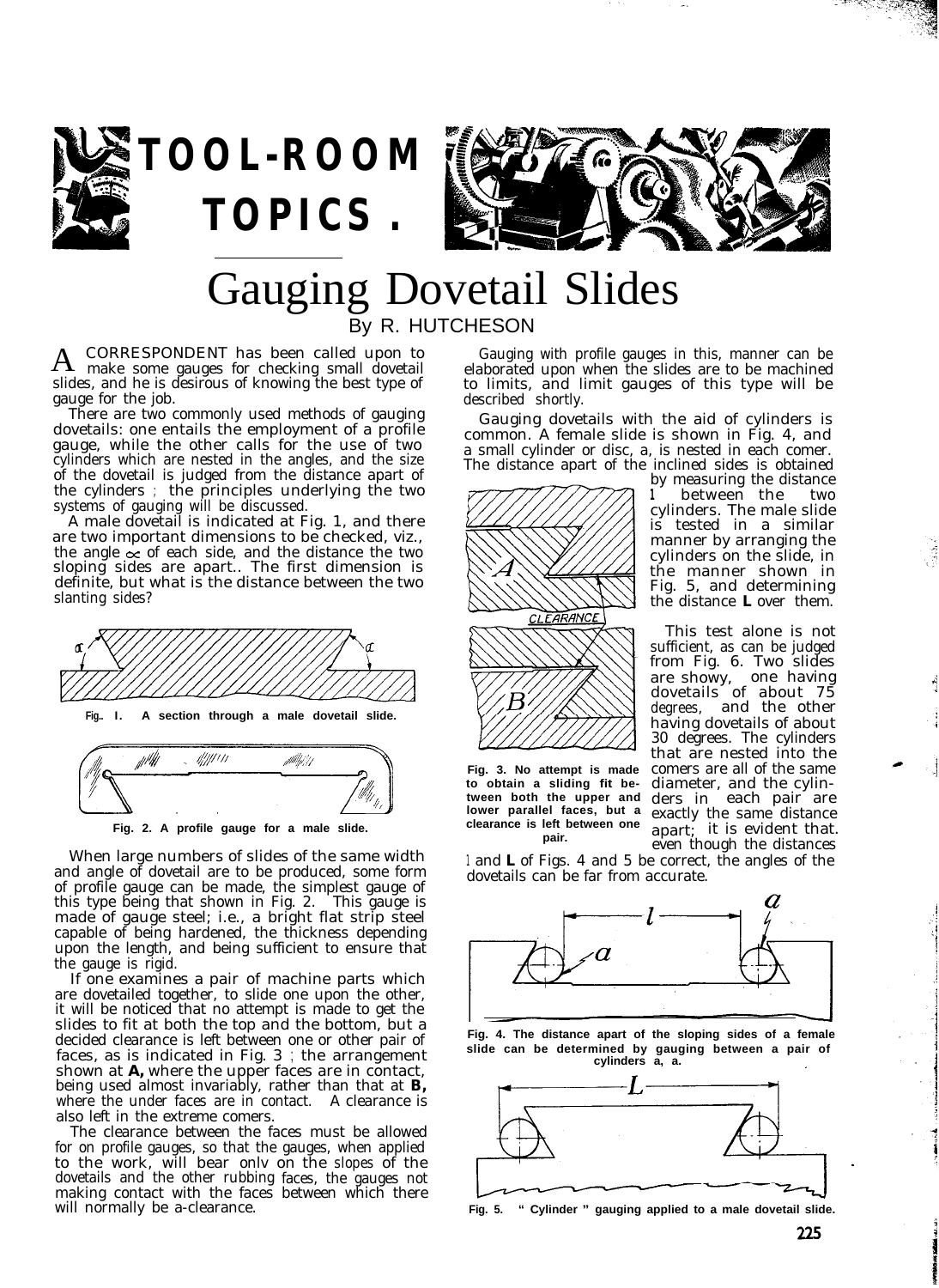# TOOL-ROOM TOPICS.

## Gauging Dovetail Slides

By R. HUTCHESON

A CORRESPONDENT has been called upon to make some gauges for checking small dovetail slides, and he is desirous of knowing the best type of gauge for the job.

There are two commonly used methods of gauging dovetails: one entails the employment of a profile gauge, while the other calls for the use of two cylinders which are nested in the angles, and the size of the dovetail is judged from the distance apart of the cylinders ; the principles underlying the two systems of gauging will be discussed.

A male dovetail is indicated at Fig. 1, and there are two important dimensions to be checked, viz., the angle $\alpha$ of each side, and the distance the two sloping sides are apart.. The first dimension is definite, but what is the distance between the two slanting sides?

Fig.. I. A section through a male dovetail slide.

Fig. 2. A profile gauge for a male slide.

When large numbers of slides of the same width and angle of dovetail are to be produced, some form of profile gauge can be made, the simplest gauge of this type being that shown in Fig. 2. This gauge is made of gauge steel; i.e., a bright flat strip steel capable of being hardened, the thickness depending upon the length, and being sufficient to ensure that the gauge is rigid.

If one examines a pair of machine parts which are dovetailed together, to slide one upon the other, it will be noticed that no attempt is made to get the slides to fit at both the top and the bottom, but a decided clearance is left between one or other pair of faces, as is indicated in Fig. 3 ; the arrangement shown at **A,** where the upper faces are in contact, being used almost invariably, rather than that at **B,** where the under faces are in contact. A clearance is also left in the extreme comers.

The clearance between the faces must be allowed for on profile gauges, so that the gauges, when applied to the work, will bear onlv on the slopes of the dovetails and the other rubbing faces, the gauges not making contact with the faces between which there will normally be a-clearance.

Gauging with profile gauges in this, manner can be elaborated upon when the slides are to be machined to limits, and limit gauges of this type will be described shortly.

Gauging dovetails with the aid of cylinders is common. A female slide is shown in Fig. 4, and a small cylinder or disc, a, is nested in each comer. The distance apart of the inclined sides is obtained by measuring the distance l between the two cylinders. The male slide is tested in a similar manner by arranging the cylinders on the slide, in the manner shown in Fig. 5, and determining the distance **L** over them.

Fig. 3. No attempt is made to obtain a sliding fit between both the upper and lower parallel faces, but a clearance is left between one pair.

This test alone is not sufficient, as can be judged from Fig. 6. Two slides are showy, one having dovetails of about 75 degrees, and the other having dovetails of about 30 degrees. The cylinders that are nested into the comers are all of the same diameter, and the cylinders in each pair are exactly the same distance apart; it is evident that. even though the distances l and **L** of Figs. 4 and 5 be correct, the angles of the dovetails can be far from accurate.

Fig. 4. The distance apart of the sloping sides of a female slide can be determined by gauging between a pair of cylinders a, a.

Fig. 5. " Cylinder " gauging applied to a male dovetail slide.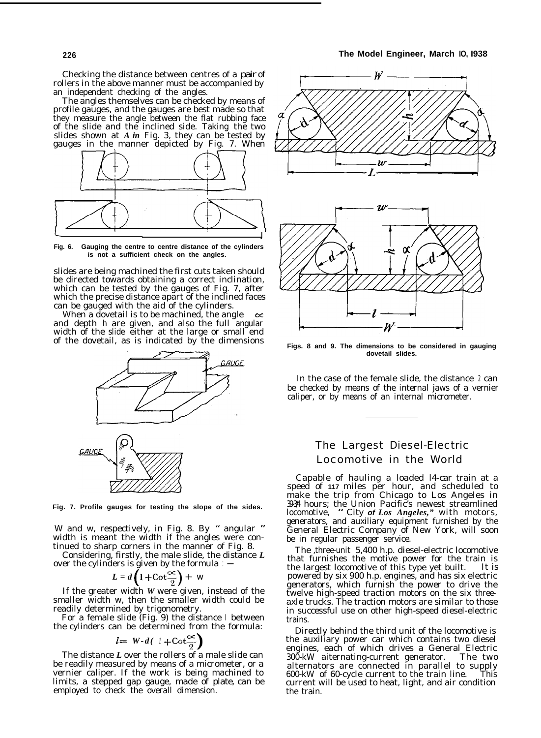Checking the distance between centres of a pair of rollers in the above manner must be accompanied by an independent checking of the angles.

The angles themselves can be checked by means of profile gauges, and the gauges are best made so that they measure the angle between the flat rubbing face of the slide and the inclined side. Taking the two slides shown at *A in* Fig. 3, they can be tested by gauges in the manner depicted by Fig. 7. When slides are being machined the first cuts taken should be directed towards obtaining a correct inclination, which can be tested by the gauges of Fig. 7, after which the precise distance apart of the inclined faces can be gauged with the aid of the cylinders.

**Fig. 6. Gauging the centre to centre distance of the cylinders is not a sufficient check on the angles.**

When a dovetail is to be machined, the angle $\alpha$ and depth $h$ are given, and also the full angular width of the slide either at the large or small end of the dovetail, as is indicated by the dimensions W and w, respectively, in Fig. 8. By "angular" width is meant the width if the angles were continued to sharp corners in the manner of Fig. 8.

**Fig. 7. Profile gauges for testing the slope of the sides.**

Considering, firstly, the male slide, the distance $L$ over the cylinders is given by the formula :—

$$L = d\left(1 + \operatorname{Cot}\frac{\alpha}{2}\right) + w$$

If the greater width $W$ were given, instead of the smaller width w, then the smaller width could be readily determined by trigonometry.

For a female slide (Fig. 9) the distance $l$ between the cylinders can be determined from the formula:

$$l = W - d\left(1 + \operatorname{Cot}\frac{\alpha}{2}\right)$$

The distance $L$ over the rollers of a male slide can be readily measured by means of a micrometer, or a vernier caliper. If the work is being machined to limits, a stepped gap gauge, made of plate, can be employed to check the overall dimension.

**Figs. 8 and 9. The dimensions to be considered in gauging dovetail slides.**

In the case of the female slide, the distance $l$ can be checked by means of the internal jaws of a vernier caliper, or by means of an internal micrometer.

## The Largest Diesel-Electric Locomotive in the World

Capable of hauling a loaded 14-car train at a speed of 117 miles per hour, and scheduled to make the trip from Chicago to Los Angeles in 39¾ hours; the Union Pacific's newest streamlined locomotive, "City *of Los Angeles,*" with motors, generators, and auxiliary equipment furnished by the General Electric Company of New York, will soon be in regular passenger service.

The three-unit 5,400 h.p. diesel-electric locomotive that furnishes the motive power for the train is the largest locomotive of this type yet built. It is powered by six 900 h.p. engines, and has six electric generators, which furnish the power to drive the twelve high-speed traction motors on the six three-axle trucks. The traction motors are similar to those in successful use on other high-speed diesel-electric trains.

Directly behind the third unit of the locomotive is the auxiliary power car which contains two diesel engines, each of which drives a General Electric 300-kW aiternating-current generator. The two alternators are connected in parallel to supply 600-kW of 60-cycle current to the train line. This current will be used to heat, light, and air condition the train.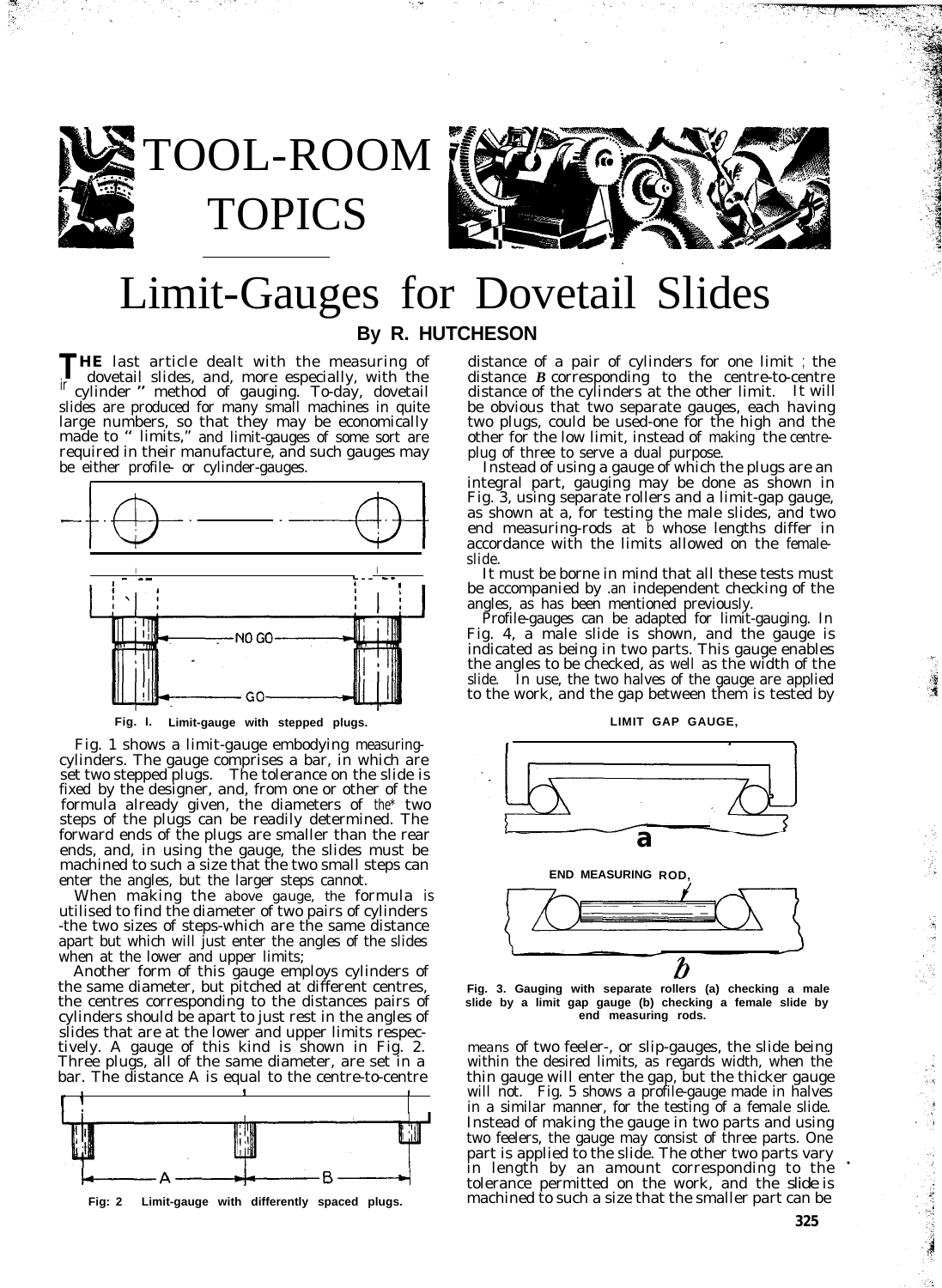# TOOL-ROOM TOPICS

# Limit-Gauges for Dovetail Slides

**By R. HUTCHESON**

**THE** last article dealt with the measuring of dovetail slides, and, more especially, with the " cylinder " method of gauging. To-day, dovetail slides are produced for many small machines in quite large numbers, so that they may be economically made to " limits," and limit-gauges of some sort are required in their manufacture, and such gauges may be either profile- or cylinder-gauges.

Fig. I. Limit-gauge with stepped plugs.

Fig. 1 shows a limit-gauge embodying measuring-cylinders. The gauge comprises a bar, in which are set two stepped plugs. The tolerance on the slide is fixed by the designer, and, from one or other of the formula already given, the diameters of the two steps of the plugs can be readily determined. The forward ends of the plugs are smaller than the rear ends, and, in using the gauge, the slides must be machined to such a size that the two small steps can enter the angles, but the larger steps cannot.

When making the above gauge, the formula is utilised to find the diameter of two pairs of cylinders -the two sizes of steps-which are the same distance apart but which will just enter the angles of the slides when at the lower and upper limits;

Another form of this gauge employs cylinders of the same diameter, but pitched at different centres, the centres corresponding to the distances pairs of cylinders should be apart to just rest in the angles of slides that are at the lower and upper limits respectively. A gauge of this kind is shown in Fig. 2. Three plugs, all of the same diameter, are set in a bar. The distance A is equal to the centre-to-centre

Fig: 2 Limit-gauge with differently spaced plugs.

distance of a pair of cylinders for one limit ; the distance *B* corresponding to the centre-to-centre distance of the cylinders at the other limit. It will be obvious that two separate gauges, each having two plugs, could be used-one for the high and the other for the low limit, instead of making the centre-plug of three to serve a dual purpose.

Instead of using a gauge of which the plugs are an integral part, gauging may be done as shown in Fig. 3, using separate rollers and a limit-gap gauge, as shown at a, for testing the male slides, and two end measuring-rods at *b* whose lengths differ in accordance with the limits allowed on the female-slide.

It must be borne in mind that all these tests must be accompanied by an independent checking of the angles, as has been mentioned previously.

Profile-gauges can be adapted for limit-gauging. In Fig. 4, a male slide is shown, and the gauge is indicated as being in two parts. This gauge enables the angles to be checked, as well as the width of the slide. In use, the two halves of the gauge are applied to the work, and the gap between them is tested by

Fig. 3. Gauging with separate rollers (a) checking a male slide by a limit gap gauge (b) checking a female slide by end measuring rods.

means of two feeler-, or slip-gauges, the slide being within the desired limits, as regards width, when the thin gauge will enter the gap, but the thicker gauge will not. Fig. 5 shows a profile-gauge made in halves in a similar manner, for the testing of a female slide. Instead of making the gauge in two parts and using two feelers, the gauge may consist of three parts. One part is applied to the slide. The other two parts vary in length by an amount corresponding to the tolerance permitted on the work, and the slide is machined to such a size that the smaller part can be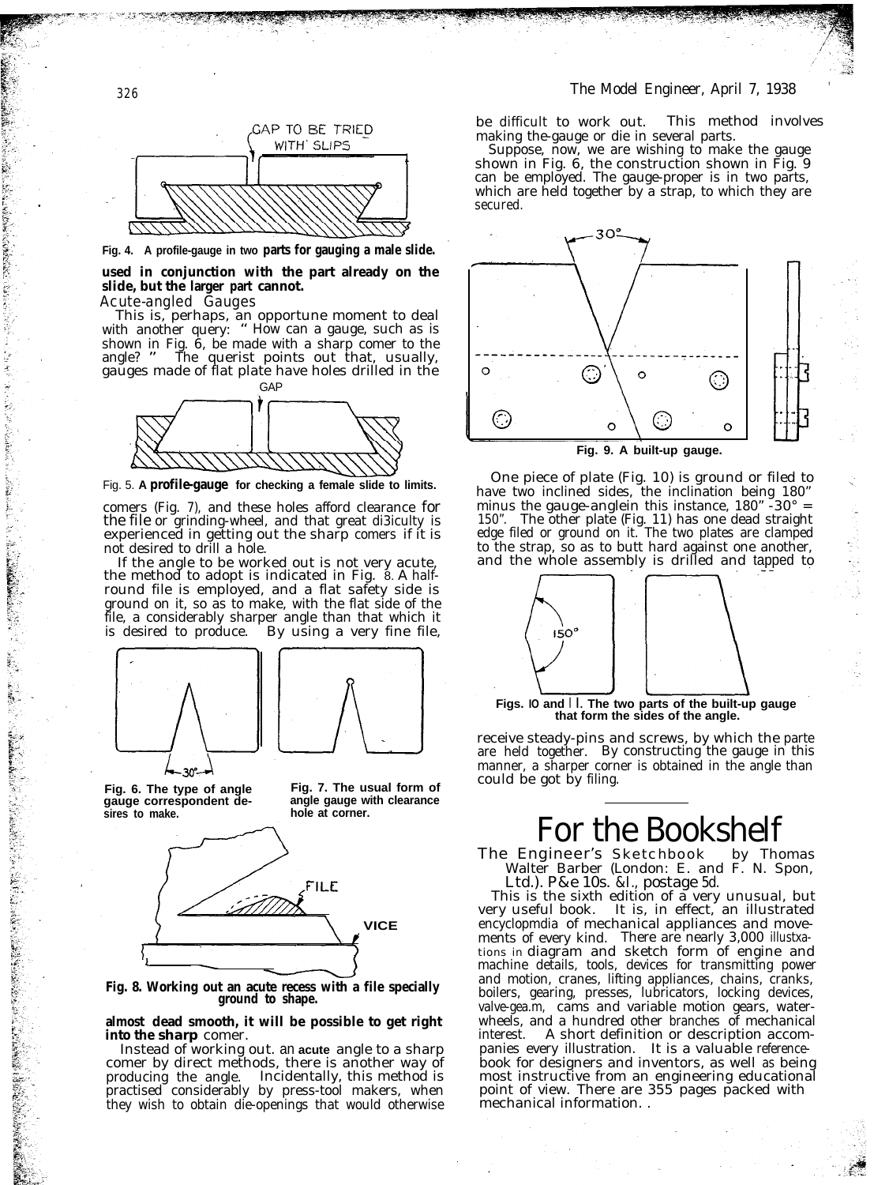GAP TO BE TRIED WITH SLIPS

Fig. 4. A profile-gauge in two parts for gauging a male slide.

**used in conjunction with the part already on the slide, but the larger part cannot.**

## Acute-angled Gauges

This is, perhaps, an opportune moment to deal with another query: " How can a gauge, such as is shown in Fig. 6, be made with a sharp comer to the angle? " The querist points out that, usually, gauges made of flat plate have holes drilled in the comers (Fig. 7), and these holes afford clearance for the file or grinding-wheel, and that great di3iculty is experienced in getting out the sharp comers if it is not desired to drill a hole.

GAP

Fig. 5. A **profile-gauge** for checking a female slide to limits.

If the angle to be worked out is not very acute, the method to adopt is indicated in Fig. 8. A half-round file is employed, and a flat safety side is ground on it, so as to make, with the flat side of the file, a considerably sharper angle than that which it is desired to produce. By using a very fine file, **almost dead smooth, it will be possible to get right into the sharp** comer.

30°

**Fig. 6. The type of angle gauge correspondent desires to make.**

**Fig. 7. The usual form of angle gauge with clearance hole at corner.**

FILE

VICE

**Fig. 8. Working out an acute recess with a file specially ground to shape.**

Instead of working out. an **acute** angle to a sharp comer by direct methods, there is another way of producing the angle. Incidentally, this method is practised considerably by press-tool makers, when they wish to obtain die-openings that would otherwise be difficult to work out. This method involves making the-gauge or die in several parts.

Suppose, now, we are wishing to make the gauge shown in Fig. 6, the construction shown in Fig. 9 can be employed. The gauge-proper is in two parts, which are held together by a strap, to which they are secured.

30°

**Fig. 9. A built-up gauge.**

One piece of plate (Fig. 10) is ground or filed to have two inclined sides, the inclination being 180" minus the gauge-anglein this instance, 180" -30° = 150". The other plate (Fig. 11) has one dead straight edge filed or ground on it. The two plates are clamped to the strap, so as to butt hard against one another, and the whole assembly is drilled and tapped to receive steady-pins and screws, by which the parte are held together. By constructing the gauge in this manner, a sharper corner is obtained in the angle than could be got by filing.

150°

**Figs. IO and I I. The two parts of the built-up gauge that form the sides of the angle.**

# For the Bookshelf

**The Engineer's Sketchbook** by Thomas Walter Barber (London: E. and F. N. Spon, Ltd.). P&e 10s. &I., postage 5d.

This is the sixth edition of a very unusual, but very useful book. It is, in effect, an illustrated encyclopmdia of mechanical appliances and movements of every kind. There are nearly 3,000 illustxations in diagram and sketch form of engine and machine details, tools, devices for transmitting power and motion, cranes, lifting appliances, chains, cranks, boilers, gearing, presses, lubricators, locking devices, valve-gea.m, cams and variable motion gears, water-wheels, and a hundred other branches of mechanical interest. A short definition or description accompanies every illustration. It is a valuable reference-book for designers and inventors, as well as being most instructive from an engineering educational point of view. There are 355 pages packed with mechanical information.